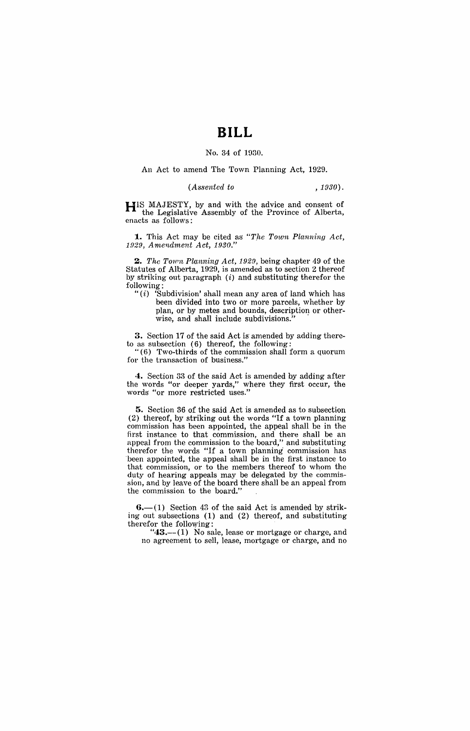# BILL

No. 34 of 1930.

An Act to amend The Town Planning Act, 1929.

*(Assented to , 1930).*

HIS MAJESTY, by and with the advice and consent of the Legislative Assembly of the Province of Alberta, enacts as follows:

**1.** This Act may be cited as *"The Town Planning Act, 1929, Amendment Act, 1930."*

**2.** *The Town Planning Act, 1929*, being chapter 49 of the Statutes of Alberta, 1929, is amended as to section 2 thereof by striking out paragraph (*i*) and substituting therefor the following:

"(*i*) 'Subdivision' shall mean any area of land which has been divided into two or more parcels, whether by plan, or by metes and bounds, description or otherwise, and shall include subdivisions."

**3.** Section 17 of the said Act is amended by adding thereto as subsection (6) thereof, the following:

"(6) Two-thirds of the commission shall form a quorum for the transaction of business."

**4.** Section 33 of the said Act is amended by adding after the words "or deeper yards," where they first occur, the words "or more restricted uses."

**5.** Section 36 of the said Act is amended as to subsection (2) thereof, by striking out the words "If a town planning commission has been appointed, the appeal shall be in the first instance to that commission, and there shall be an appeal from the commission to the board," and substituting therefor the words "If a town planning commission has been appointed, the appeal shall be in the first instance to that commission, or to the members thereof to whom the duty of hearing appeals may be delegated by the commission, and by leave of the board there shall be an appeal from the commission to the board."

**6.**—(1) Section 43 of the said Act is amended by striking out subsections (1) and (2) thereof, and substituting therefor the following:

"**43.**—(1) No sale, lease or mortgage or charge, and no agreement to sell, lease, mortgage or charge, and no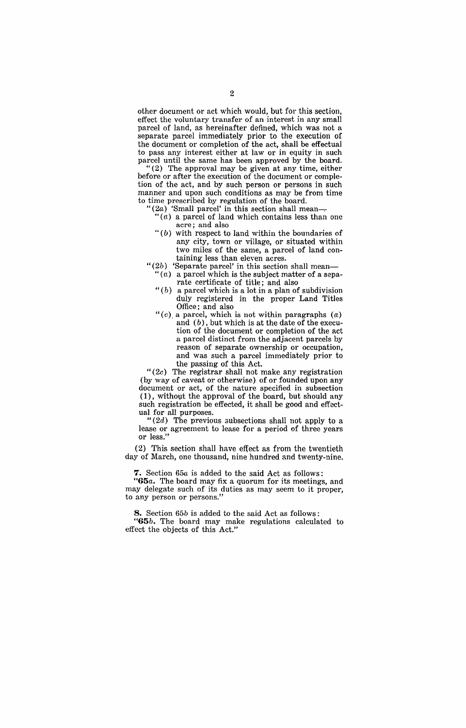other document or act which would, but for this section, effect the voluntary transfer of an interest in any small parcel of land, as hereinafter defined, which was not a separate parcel immediately prior to the execution of the document or completion of the act, shall be effectual to pass any interest either at law or in equity in such parcel until the same has been approved by the board.

"(2) The approval may be given at any time, either before or after the execution of the document or completion of the act, and by such person or persons in such manner and upon such conditions as may be from time to time prescribed by regulation of the board.

"(2*a*) 'Small parcel' in this section shall mean—

"(*a*) a parcel of land which contains less than one acre; and also

"(*b*) with respect to land within the boundaries of any city, town or village, or situated within two miles of the same, a parcel of land containing less than eleven acres.

"(2*b*) 'Separate parcel' in this section shall mean—

"(*a*) a parcel which is the subject matter of a separate certificate of title; and also

"(*b*) a parcel which is a lot in a plan of subdivision duly registered in the proper Land Titles Office; and also

"(*c*) a parcel, which is not within paragraphs (*a*) and (*b*), but which is at the date of the execution of the document or completion of the act a parcel distinct from the adjacent parcels by reason of separate ownership or occupation, and was such a parcel immediately prior to the passing of this Act.

"(2*c*) The registrar shall not make any registration (by way of caveat or otherwise) of or founded upon any document or act, of the nature specified in subsection (1), without the approval of the board, but should any such registration be effected, it shall be good and effectual for all purposes.

"(2*d*) The previous subsections shall not apply to a lease or agreement to lease for a period of three years or less."

(2) This section shall have effect as from the twentieth day of March, one thousand, nine hundred and twenty-nine.

**7.** Section 65*a* is added to the said Act as follows:

"**65*a*.** The board may fix a quorum for its meetings, and may delegate such of its duties as may seem to it proper, to any person or persons."

**8.** Section 65*b* is added to the said Act as follows:

"**65*b*.** The board may make regulations calculated to effect the objects of this Act."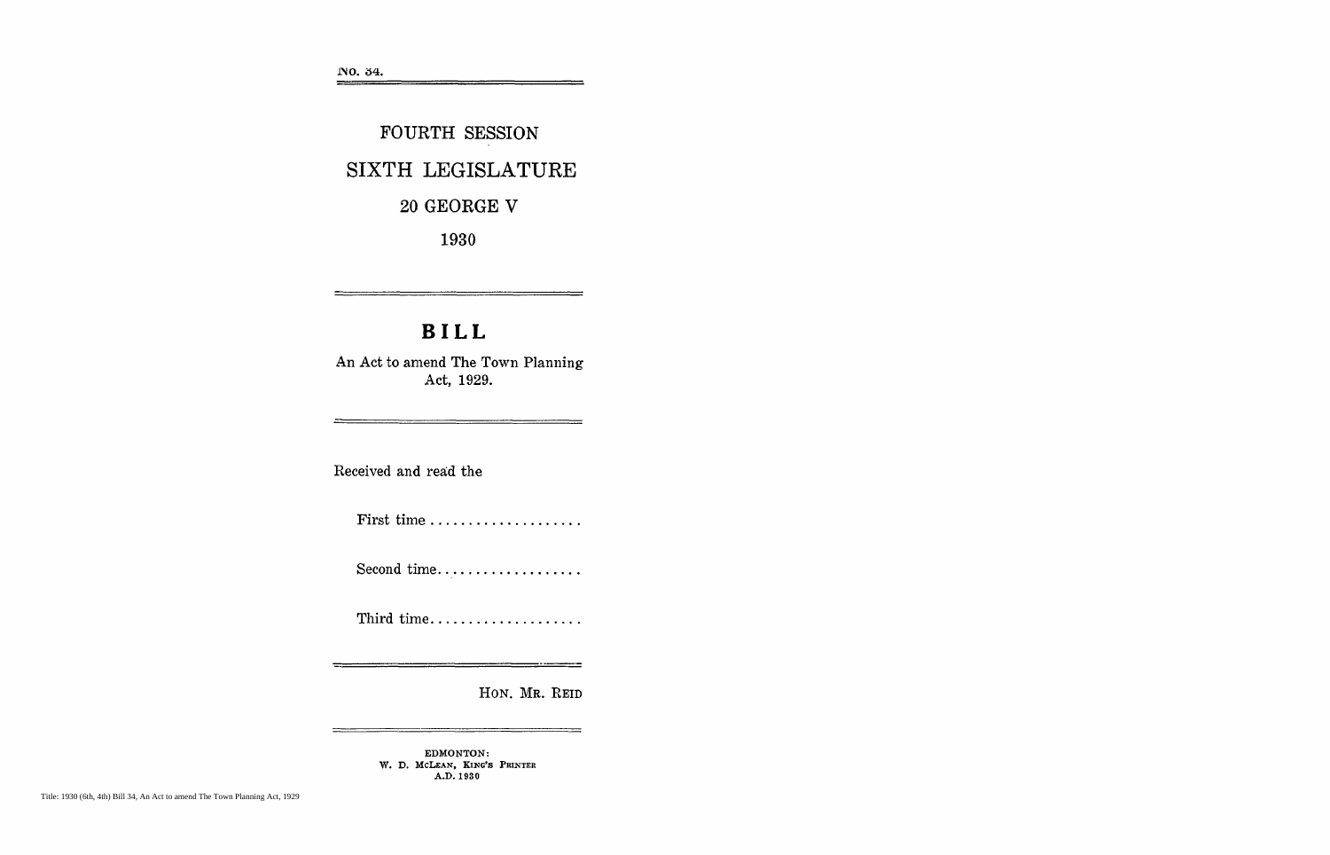No. 34.

# FOURTH SESSION

# SIXTH LEGISLATURE

## 20 GEORGE V

## 1930

# BILL

An Act to amend The Town Planning Act, 1929.

Received and read the

First time ....................

Second time...................

Third time....................

HON. MR. REID

EDMONTON:
W. D. McLEAN, KING'S PRINTER
A.D. 1930

Title: 1930 (6th, 4th) Bill 34, An Act to amend The Town Planning Act, 1929